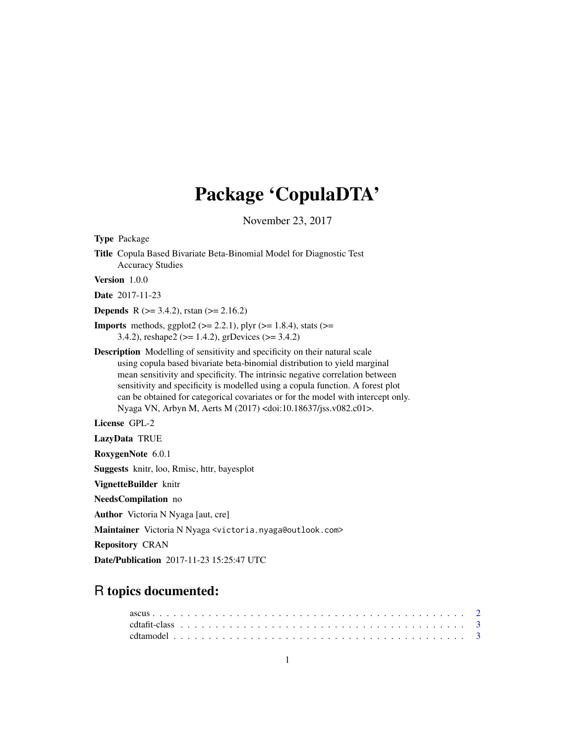# Package 'CopulaDTA'

November 23, 2017

**Type** Package

**Title** Copula Based Bivariate Beta-Binomial Model for Diagnostic Test Accuracy Studies

**Version** 1.0.0

**Date** 2017-11-23

**Depends** R (>= 3.4.2), rstan (>= 2.16.2)

**Imports** methods, ggplot2 (>= 2.2.1), plyr (>= 1.8.4), stats (>= 3.4.2), reshape2 (>= 1.4.2), grDevices (>= 3.4.2)

**Description** Modelling of sensitivity and specificity on their natural scale using copula based bivariate beta-binomial distribution to yield marginal mean sensitivity and specificity. The intrinsic negative correlation between sensitivity and specificity is modelled using a copula function. A forest plot can be obtained for categorical covariates or for the model with intercept only. Nyaga VN, Arbyn M, Aerts M (2017) <doi:10.18637/jss.v082.c01>.

**License** GPL-2

**LazyData** TRUE

**RoxygenNote** 6.0.1

**Suggests** knitr, loo, Rmisc, httr, bayesplot

**VignetteBuilder** knitr

**NeedsCompilation** no

**Author** Victoria N Nyaga [aut, cre]

**Maintainer** Victoria N Nyaga <victoria.nyaga@outlook.com>

**Repository** CRAN

**Date/Publication** 2017-11-23 15:25:47 UTC

## R topics documented:

- ascus . . . . . . . . . . . . . . . . . . . . . . . . . . . . . . . . . . . . . . . . . . 2
- cdtafit-class . . . . . . . . . . . . . . . . . . . . . . . . . . . . . . . . . . . . . . 3
- cdtamodel . . . . . . . . . . . . . . . . . . . . . . . . . . . . . . . . . . . . . . . 3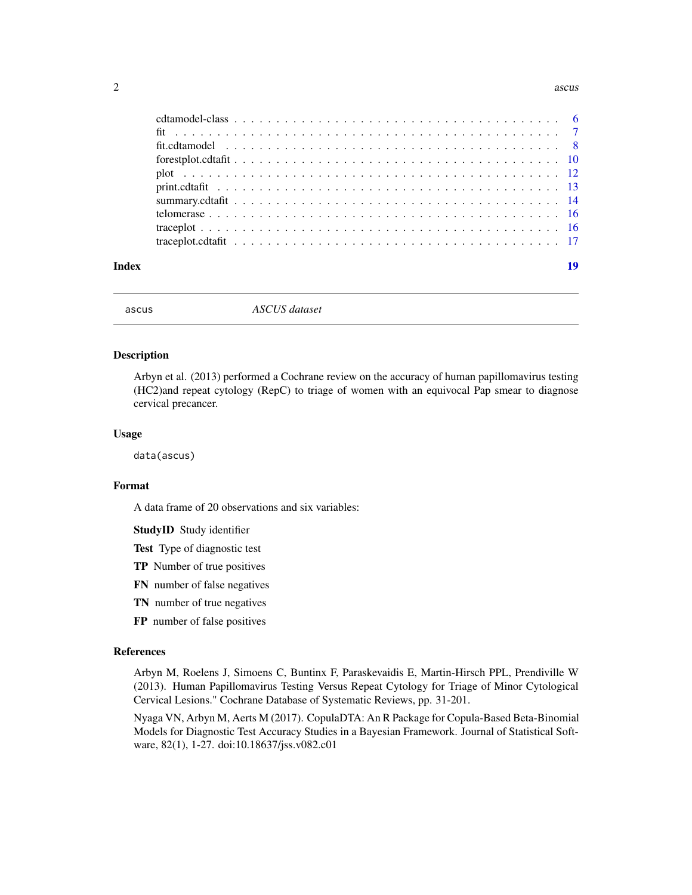cdtamodel-class . . . . . . . . . . . . . . . . . . . . . . . . . . . . . . . . . . . . . . . 6
fit . . . . . . . . . . . . . . . . . . . . . . . . . . . . . . . . . . . . . . . . . . . . . . . 7
fit.cdtamodel . . . . . . . . . . . . . . . . . . . . . . . . . . . . . . . . . . . . . . . . . 8
forestplot.cdtafit . . . . . . . . . . . . . . . . . . . . . . . . . . . . . . . . . . . . . . 10
plot . . . . . . . . . . . . . . . . . . . . . . . . . . . . . . . . . . . . . . . . . . . . . . 12
print.cdtafit . . . . . . . . . . . . . . . . . . . . . . . . . . . . . . . . . . . . . . . . . 13
summary.cdtafit . . . . . . . . . . . . . . . . . . . . . . . . . . . . . . . . . . . . . . . 14
telomerase . . . . . . . . . . . . . . . . . . . . . . . . . . . . . . . . . . . . . . . . . . 16
traceplot . . . . . . . . . . . . . . . . . . . . . . . . . . . . . . . . . . . . . . . . . . . 16
traceplot.cdtafit . . . . . . . . . . . . . . . . . . . . . . . . . . . . . . . . . . . . . . . 17

**Index** **19**

---

## ascus — *ASCUS dataset*

### Description

Arbyn et al. (2013) performed a Cochrane review on the accuracy of human papillomavirus testing (HC2)and repeat cytology (RepC) to triage of women with an equivocal Pap smear to diagnose cervical precancer.

### Usage

```
data(ascus)
```

### Format

A data frame of 20 observations and six variables:

**StudyID** Study identifier

**Test** Type of diagnostic test

**TP** Number of true positives

**FN** number of false negatives

**TN** number of true negatives

**FP** number of false positives

### References

Arbyn M, Roelens J, Simoens C, Buntinx F, Paraskevaidis E, Martin-Hirsch PPL, Prendiville W (2013). Human Papillomavirus Testing Versus Repeat Cytology for Triage of Minor Cytological Cervical Lesions." Cochrane Database of Systematic Reviews, pp. 31-201.

Nyaga VN, Arbyn M, Aerts M (2017). CopulaDTA: An R Package for Copula-Based Beta-Binomial Models for Diagnostic Test Accuracy Studies in a Bayesian Framework. Journal of Statistical Software, 82(1), 1-27. doi:10.18637/jss.v082.c01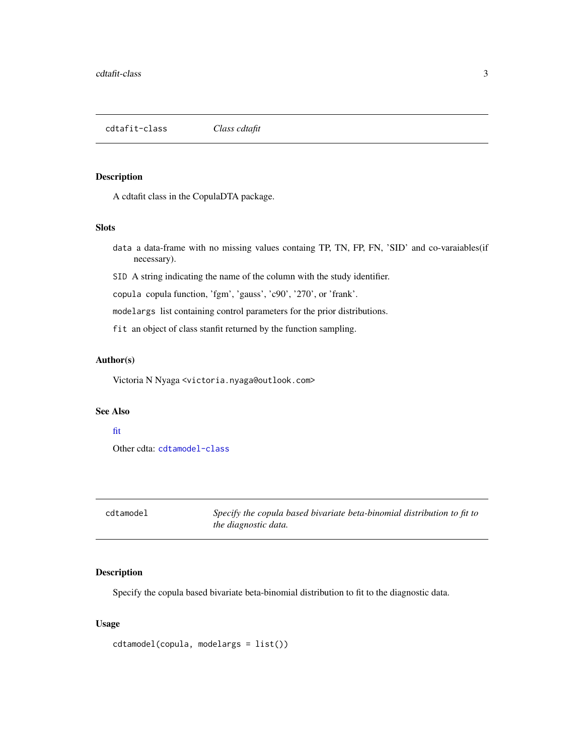## cdtafit-class *Class cdtafit*

### Description

A cdtafit class in the CopulaDTA package.

### Slots

`data` a data-frame with no missing values containg TP, TN, FP, FN, 'SID' and co-varaiables(if necessary).

`SID` A string indicating the name of the column with the study identifier.

`copula` copula function, 'fgm', 'gauss', 'c90', '270', or 'frank'.

`modelargs` list containing control parameters for the prior distributions.

`fit` an object of class stanfit returned by the function sampling.

### Author(s)

Victoria N Nyaga <`victoria.nyaga@outlook.com`>

### See Also

fit

Other cdta: `cdtamodel-class`

## cdtamodel *Specify the copula based bivariate beta-binomial distribution to fit to the diagnostic data.*

### Description

Specify the copula based bivariate beta-binomial distribution to fit to the diagnostic data.

### Usage

```
cdtamodel(copula, modelargs = list())
```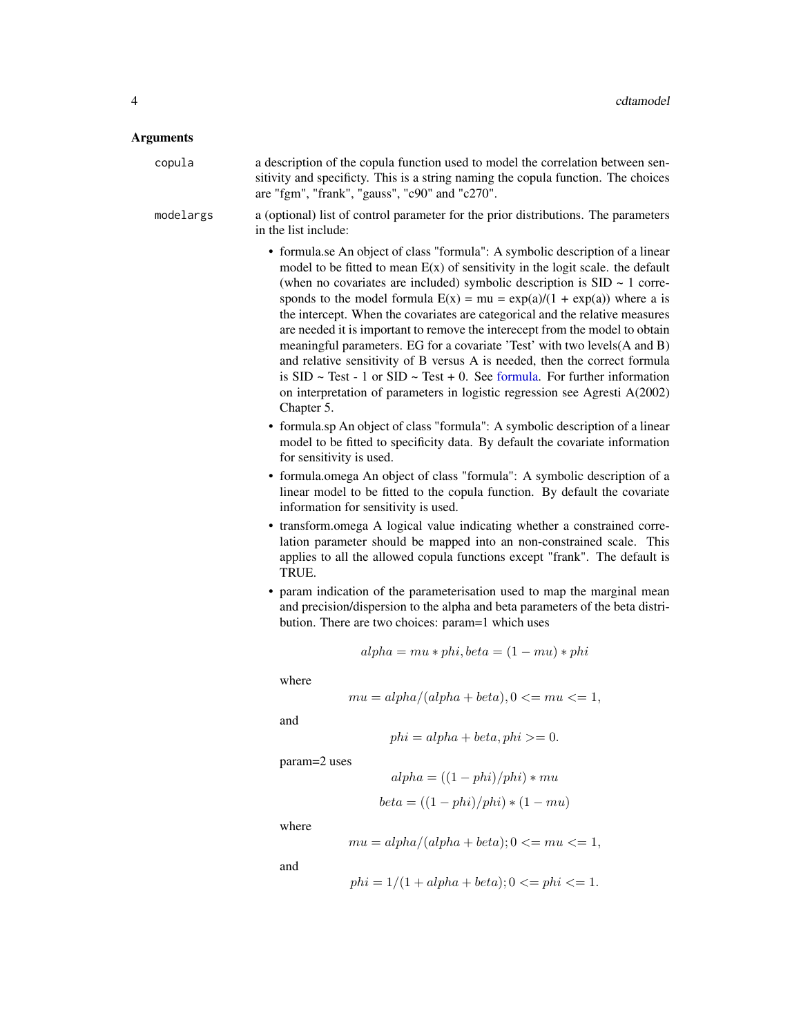## Arguments

**copula** a description of the copula function used to model the correlation between sensitivity and specificty. This is a string naming the copula function. The choices are "fgm", "frank", "gauss", "c90" and "c270".

**modelargs** a (optional) list of control parameter for the prior distributions. The parameters in the list include:

- formula.se An object of class "formula": A symbolic description of a linear model to be fitted to mean E(x) of sensitivity in the logit scale. the default (when no covariates are included) symbolic description is SID ~ 1 corresponds to the model formula E(x) = mu = exp(a)/(1 + exp(a)) where a is the intercept. When the covariates are categorical and the relative measures are needed it is important to remove the interecept from the model to obtain meaningful parameters. EG for a covariate 'Test' with two levels(A and B) and relative sensitivity of B versus A is needed, then the correct formula is SID ~ Test - 1 or SID ~ Test + 0. See formula. For further information on interpretation of parameters in logistic regression see Agresti A(2002) Chapter 5.
- formula.sp An object of class "formula": A symbolic description of a linear model to be fitted to specificity data. By default the covariate information for sensitivity is used.
- formula.omega An object of class "formula": A symbolic description of a linear model to be fitted to the copula function. By default the covariate information for sensitivity is used.
- transform.omega A logical value indicating whether a constrained correlation parameter should be mapped into an non-constrained scale. This applies to all the allowed copula functions except "frank". The default is TRUE.
- param indication of the parameterisation used to map the marginal mean and precision/dispersion to the alpha and beta parameters of the beta distribution. There are two choices: param=1 which uses

$$alpha = mu * phi, beta = (1 - mu) * phi$$

where

$$mu = alpha/(alpha + beta), 0 <= mu <= 1,$$

and

$$phi = alpha + beta, phi >= 0.$$

param=2 uses

$$alpha = ((1 - phi)/phi) * mu$$

$$beta = ((1 - phi)/phi) * (1 - mu)$$

where

$$mu = alpha/(alpha + beta); 0 <= mu <= 1,$$

and

$$phi = 1/(1 + alpha + beta); 0 <= phi <= 1.$$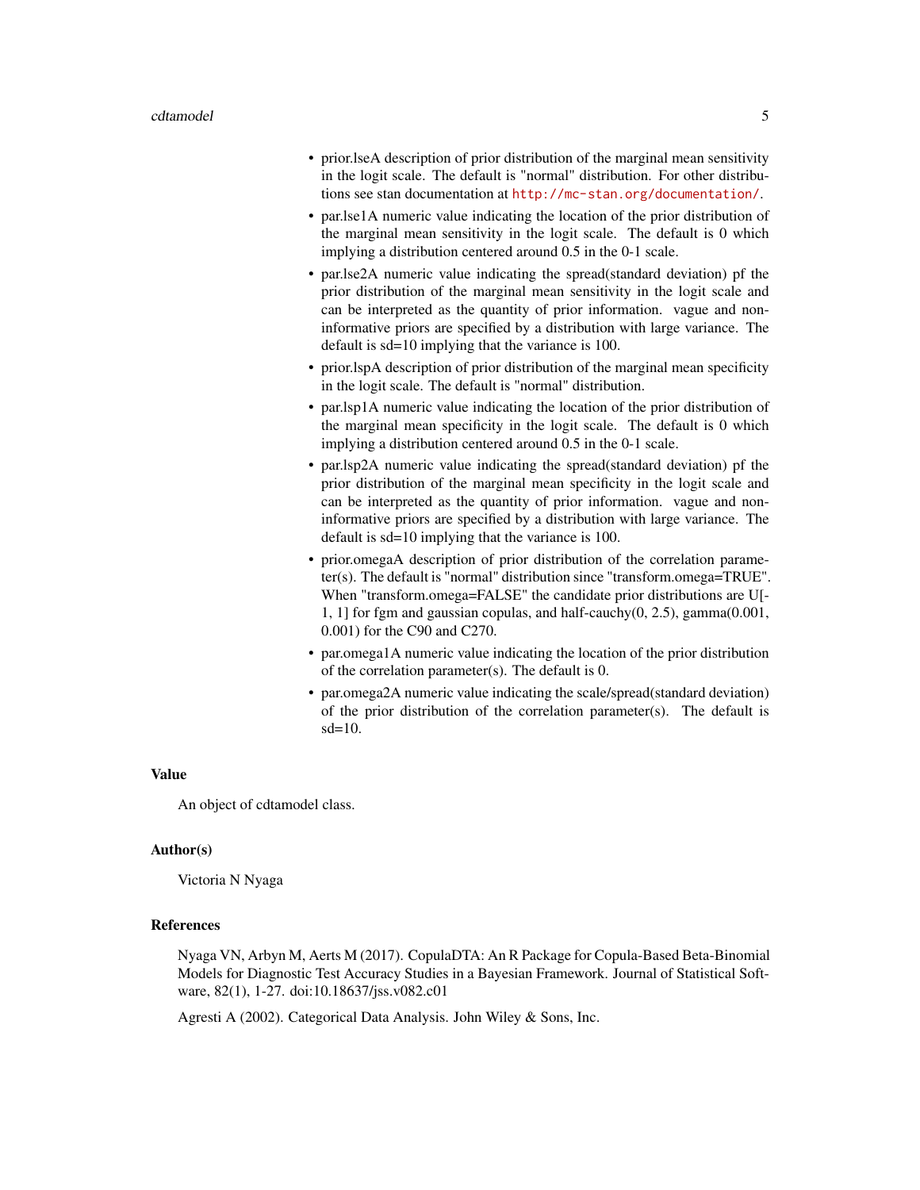- prior.lseA description of prior distribution of the marginal mean sensitivity in the logit scale. The default is "normal" distribution. For other distributions see stan documentation at http://mc-stan.org/documentation/.
- par.lse1A numeric value indicating the location of the prior distribution of the marginal mean sensitivity in the logit scale. The default is 0 which implying a distribution centered around 0.5 in the 0-1 scale.
- par.lse2A numeric value indicating the spread(standard deviation) pf the prior distribution of the marginal mean sensitivity in the logit scale and can be interpreted as the quantity of prior information. vague and non-informative priors are specified by a distribution with large variance. The default is sd=10 implying that the variance is 100.
- prior.lspA description of prior distribution of the marginal mean specificity in the logit scale. The default is "normal" distribution.
- par.lsp1A numeric value indicating the location of the prior distribution of the marginal mean specificity in the logit scale. The default is 0 which implying a distribution centered around 0.5 in the 0-1 scale.
- par.lsp2A numeric value indicating the spread(standard deviation) pf the prior distribution of the marginal mean specificity in the logit scale and can be interpreted as the quantity of prior information. vague and non-informative priors are specified by a distribution with large variance. The default is sd=10 implying that the variance is 100.
- prior.omegaA description of prior distribution of the correlation parameter(s). The default is "normal" distribution since "transform.omega=TRUE". When "transform.omega=FALSE" the candidate prior distributions are U[-1, 1] for fgm and gaussian copulas, and half-cauchy(0, 2.5), gamma(0.001, 0.001) for the C90 and C270.
- par.omega1A numeric value indicating the location of the prior distribution of the correlation parameter(s). The default is 0.
- par.omega2A numeric value indicating the scale/spread(standard deviation) of the prior distribution of the correlation parameter(s). The default is sd=10.

## Value

An object of cdtamodel class.

## Author(s)

Victoria N Nyaga

## References

Nyaga VN, Arbyn M, Aerts M (2017). CopulaDTA: An R Package for Copula-Based Beta-Binomial Models for Diagnostic Test Accuracy Studies in a Bayesian Framework. Journal of Statistical Software, 82(1), 1-27. doi:10.18637/jss.v082.c01

Agresti A (2002). Categorical Data Analysis. John Wiley & Sons, Inc.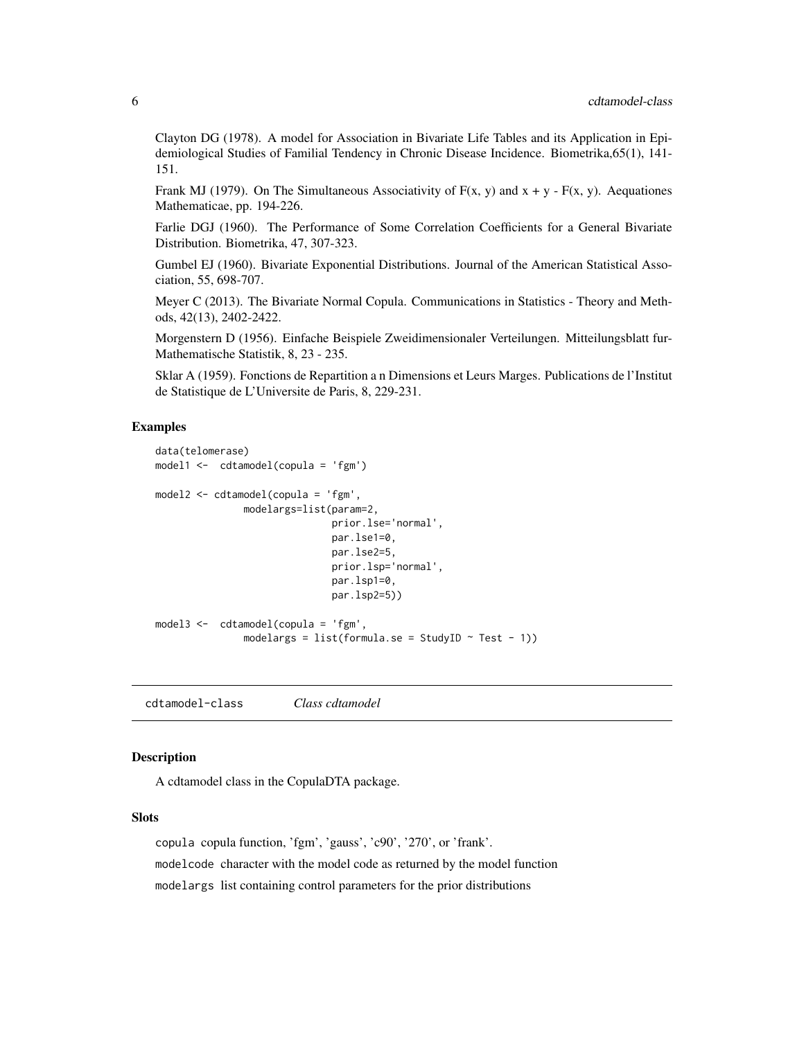Clayton DG (1978). A model for Association in Bivariate Life Tables and its Application in Epidemiological Studies of Familial Tendency in Chronic Disease Incidence. Biometrika,65(1), 141-151.

Frank MJ (1979). On The Simultaneous Associativity of F(x, y) and x + y - F(x, y). Aequationes Mathematicae, pp. 194-226.

Farlie DGJ (1960). The Performance of Some Correlation Coefficients for a General Bivariate Distribution. Biometrika, 47, 307-323.

Gumbel EJ (1960). Bivariate Exponential Distributions. Journal of the American Statistical Association, 55, 698-707.

Meyer C (2013). The Bivariate Normal Copula. Communications in Statistics - Theory and Methods, 42(13), 2402-2422.

Morgenstern D (1956). Einfache Beispiele Zweidimensionaler Verteilungen. Mitteilungsblatt fur-Mathematische Statistik, 8, 23 - 235.

Sklar A (1959). Fonctions de Repartition a n Dimensions et Leurs Marges. Publications de l'Institut de Statistique de L'Universite de Paris, 8, 229-231.

### Examples

```
data(telomerase)
model1 <-  cdtamodel(copula = 'fgm')

model2 <- cdtamodel(copula = 'fgm',
              modelargs=list(param=2,
                             prior.lse='normal',
                             par.lse1=0,
                             par.lse2=5,
                             prior.lsp='normal',
                             par.lsp1=0,
                             par.lsp2=5))

model3 <-  cdtamodel(copula = 'fgm',
              modelargs = list(formula.se = StudyID ~ Test - 1))
```

## cdtamodel-class    *Class cdtamodel*

### Description

A cdtamodel class in the CopulaDTA package.

### Slots

`copula` copula function, 'fgm', 'gauss', 'c90', '270', or 'frank'.

`modelcode` character with the model code as returned by the model function

`modelargs` list containing control parameters for the prior distributions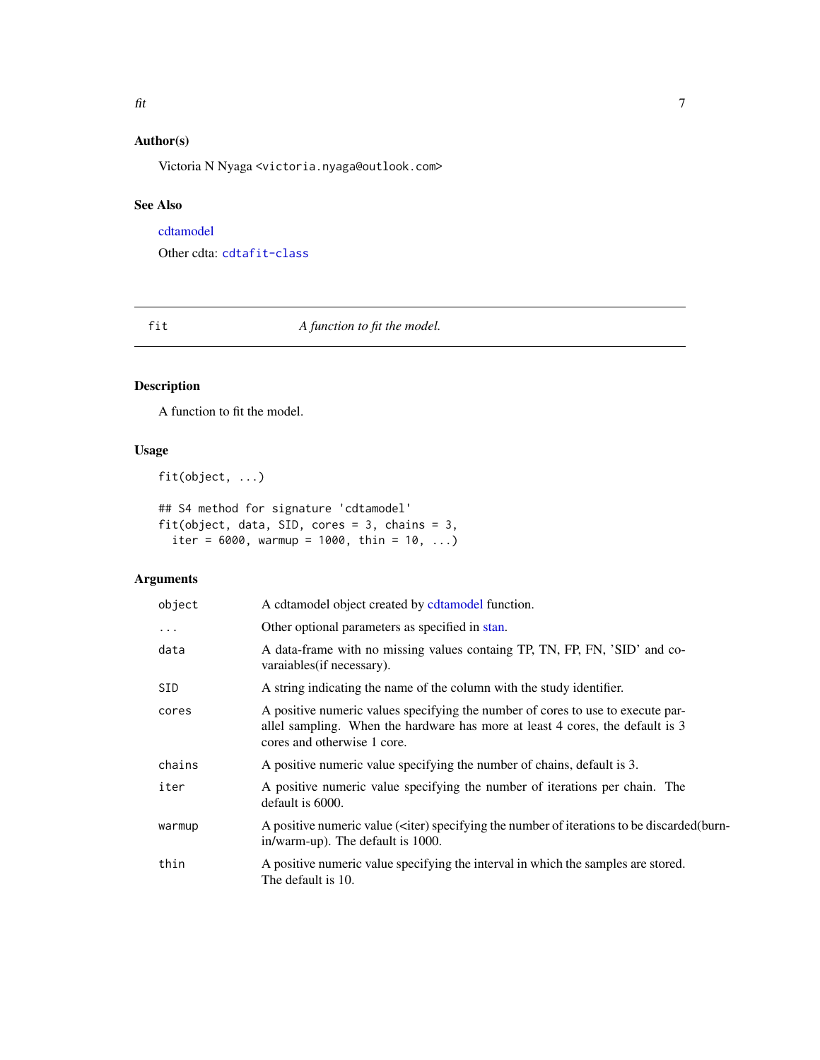## Author(s)

Victoria N Nyaga <victoria.nyaga@outlook.com>

## See Also

cdtamodel

Other cdta: `cdtafit-class`

---

# fit — *A function to fit the model.*

## Description

A function to fit the model.

## Usage

```
fit(object, ...)

## S4 method for signature 'cdtamodel'
fit(object, data, SID, cores = 3, chains = 3,
  iter = 6000, warmup = 1000, thin = 10, ...)
```

## Arguments

| | |
|---|---|
| `object` | A cdtamodel object created by cdtamodel function. |
| `...` | Other optional parameters as specified in stan. |
| `data` | A data-frame with no missing values containg TP, TN, FP, FN, 'SID' and co-varaiables(if necessary). |
| `SID` | A string indicating the name of the column with the study identifier. |
| `cores` | A positive numeric values specifying the number of cores to use to execute parallel sampling. When the hardware has more at least 4 cores, the default is 3 cores and otherwise 1 core. |
| `chains` | A positive numeric value specifying the number of chains, default is 3. |
| `iter` | A positive numeric value specifying the number of iterations per chain. The default is 6000. |
| `warmup` | A positive numeric value (<iter) specifying the number of iterations to be discarded(burn-in/warm-up). The default is 1000. |
| `thin` | A positive numeric value specifying the interval in which the samples are stored. The default is 10. |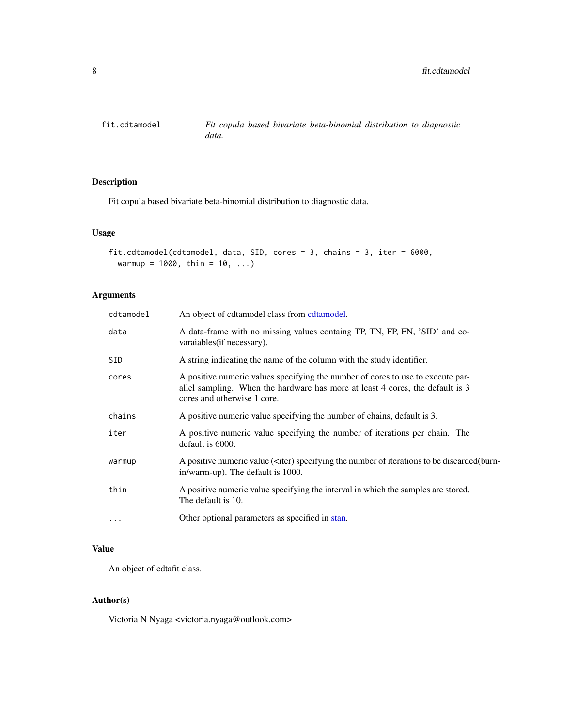## fit.cdtamodel — *Fit copula based bivariate beta-binomial distribution to diagnostic data.*

### Description

Fit copula based bivariate beta-binomial distribution to diagnostic data.

### Usage

```
fit.cdtamodel(cdtamodel, data, SID, cores = 3, chains = 3, iter = 6000,
  warmup = 1000, thin = 10, ...)
```

### Arguments

| Argument | Description |
|---|---|
| `cdtamodel` | An object of cdtamodel class from cdtamodel. |
| `data` | A data-frame with no missing values containg TP, TN, FP, FN, 'SID' and covaraiables(if necessary). |
| `SID` | A string indicating the name of the column with the study identifier. |
| `cores` | A positive numeric values specifying the number of cores to use to execute parallel sampling. When the hardware has more at least 4 cores, the default is 3 cores and otherwise 1 core. |
| `chains` | A positive numeric value specifying the number of chains, default is 3. |
| `iter` | A positive numeric value specifying the number of iterations per chain. The default is 6000. |
| `warmup` | A positive numeric value (<iter) specifying the number of iterations to be discarded(burn-in/warm-up). The default is 1000. |
| `thin` | A positive numeric value specifying the interval in which the samples are stored. The default is 10. |
| `...` | Other optional parameters as specified in stan. |

### Value

An object of cdtafit class.

### Author(s)

Victoria N Nyaga <victoria.nyaga@outlook.com>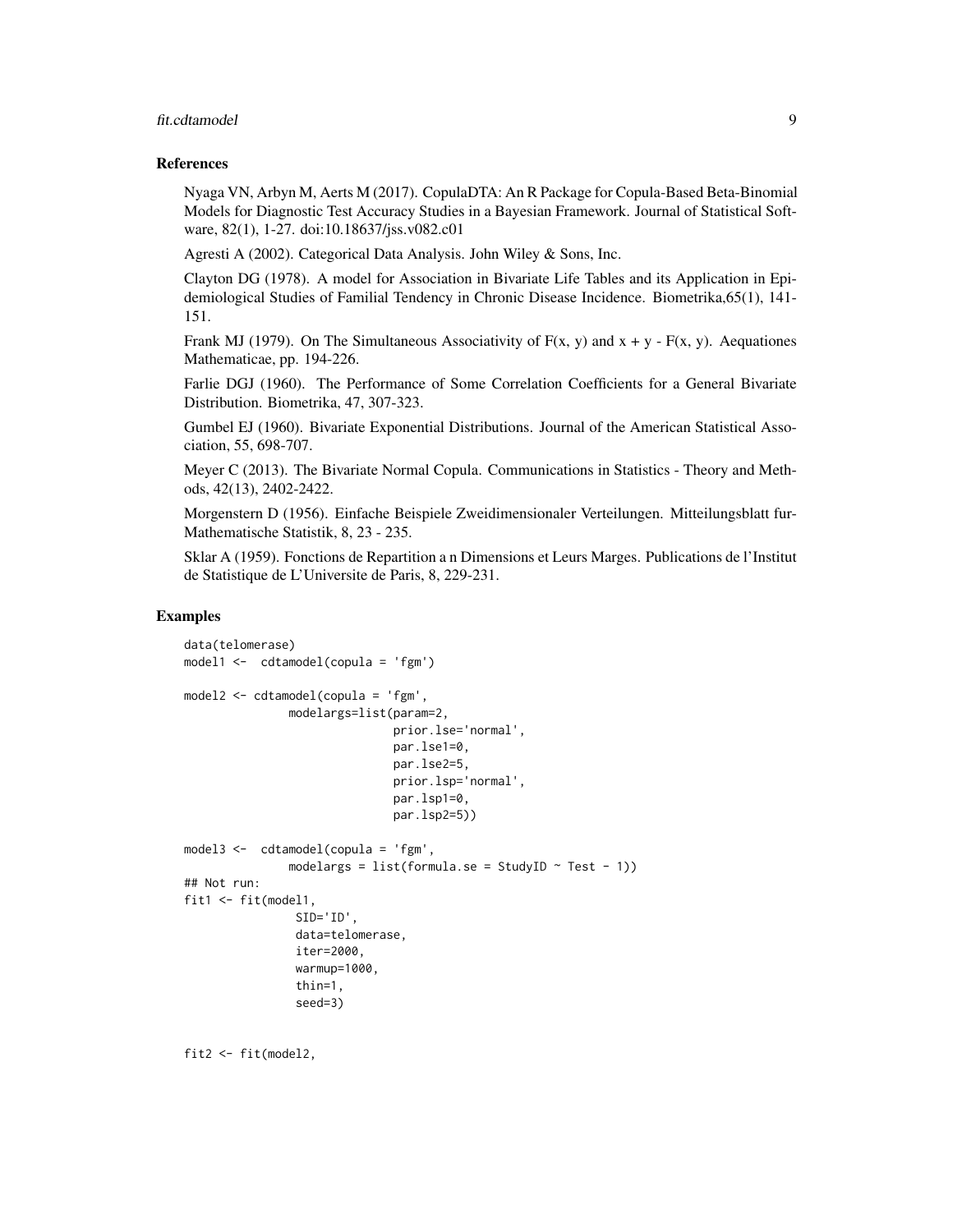### References

Nyaga VN, Arbyn M, Aerts M (2017). CopulaDTA: An R Package for Copula-Based Beta-Binomial Models for Diagnostic Test Accuracy Studies in a Bayesian Framework. Journal of Statistical Software, 82(1), 1-27. doi:10.18637/jss.v082.c01

Agresti A (2002). Categorical Data Analysis. John Wiley & Sons, Inc.

Clayton DG (1978). A model for Association in Bivariate Life Tables and its Application in Epidemiological Studies of Familial Tendency in Chronic Disease Incidence. Biometrika,65(1), 141-151.

Frank MJ (1979). On The Simultaneous Associativity of F(x, y) and x + y - F(x, y). Aequationes Mathematicae, pp. 194-226.

Farlie DGJ (1960). The Performance of Some Correlation Coefficients for a General Bivariate Distribution. Biometrika, 47, 307-323.

Gumbel EJ (1960). Bivariate Exponential Distributions. Journal of the American Statistical Association, 55, 698-707.

Meyer C (2013). The Bivariate Normal Copula. Communications in Statistics - Theory and Methods, 42(13), 2402-2422.

Morgenstern D (1956). Einfache Beispiele Zweidimensionaler Verteilungen. Mitteilungsblatt fur-Mathematische Statistik, 8, 23 - 235.

Sklar A (1959). Fonctions de Repartition a n Dimensions et Leurs Marges. Publications de l'Institut de Statistique de L'Universite de Paris, 8, 229-231.

### Examples

```
data(telomerase)
model1 <-  cdtamodel(copula = 'fgm')

model2 <- cdtamodel(copula = 'fgm',
               modelargs=list(param=2,
                              prior.lse='normal',
                              par.lse1=0,
                              par.lse2=5,
                              prior.lsp='normal',
                              par.lsp1=0,
                              par.lsp2=5))

model3 <-  cdtamodel(copula = 'fgm',
               modelargs = list(formula.se = StudyID ~ Test - 1))
## Not run:
fit1 <- fit(model1,
                SID='ID',
                data=telomerase,
                iter=2000,
                warmup=1000,
                thin=1,
                seed=3)


fit2 <- fit(model2,
```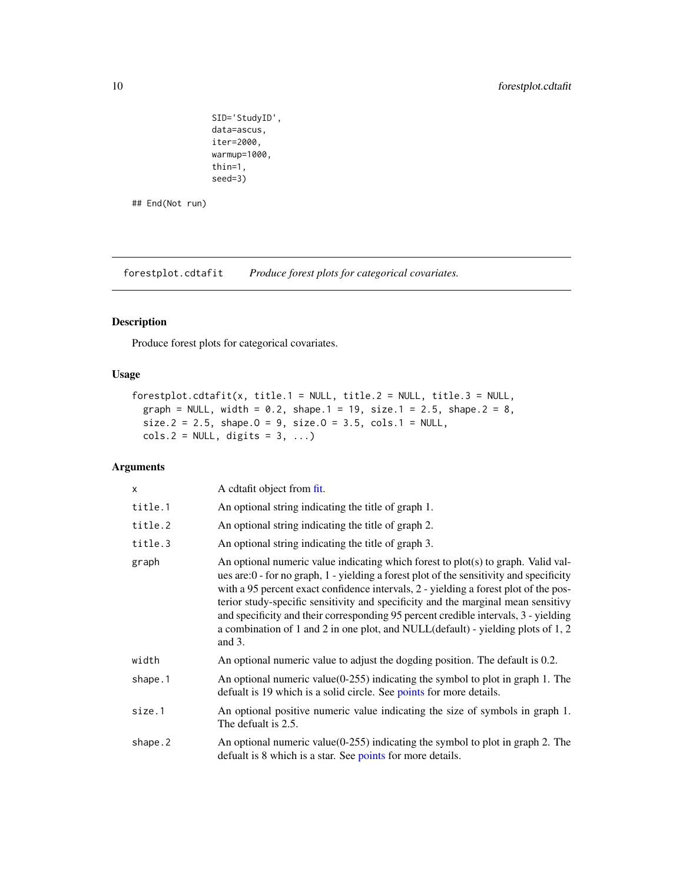```
            SID='StudyID',
            data=ascus,
            iter=2000,
            warmup=1000,
            thin=1,
            seed=3)

## End(Not run)
```

---

`forestplot.cdtafit` *Produce forest plots for categorical covariates.*

---

### Description

Produce forest plots for categorical covariates.

### Usage

```
forestplot.cdtafit(x, title.1 = NULL, title.2 = NULL, title.3 = NULL,
  graph = NULL, width = 0.2, shape.1 = 19, size.1 = 2.5, shape.2 = 8,
  size.2 = 2.5, shape.O = 9, size.O = 3.5, cols.1 = NULL,
  cols.2 = NULL, digits = 3, ...)
```

### Arguments

| | |
|---|---|
| x | A cdtafit object from fit. |
| title.1 | An optional string indicating the title of graph 1. |
| title.2 | An optional string indicating the title of graph 2. |
| title.3 | An optional string indicating the title of graph 3. |
| graph | An optional numeric value indicating which forest to plot(s) to graph. Valid values are:0 - for no graph, 1 - yielding a forest plot of the sensitivity and specificity with a 95 percent exact confidence intervals, 2 - yielding a forest plot of the posterior study-specific sensitivity and specificity and the marginal mean sensitivy and specificity and their corresponding 95 percent credible intervals, 3 - yielding a combination of 1 and 2 in one plot, and NULL(default) - yielding plots of 1, 2 and 3. |
| width | An optional numeric value to adjust the dogding position. The default is 0.2. |
| shape.1 | An optional numeric value(0-255) indicating the symbol to plot in graph 1. The defualt is 19 which is a solid circle. See points for more details. |
| size.1 | An optional positive numeric value indicating the size of symbols in graph 1. The defualt is 2.5. |
| shape.2 | An optional numeric value(0-255) indicating the symbol to plot in graph 2. The defualt is 8 which is a star. See points for more details. |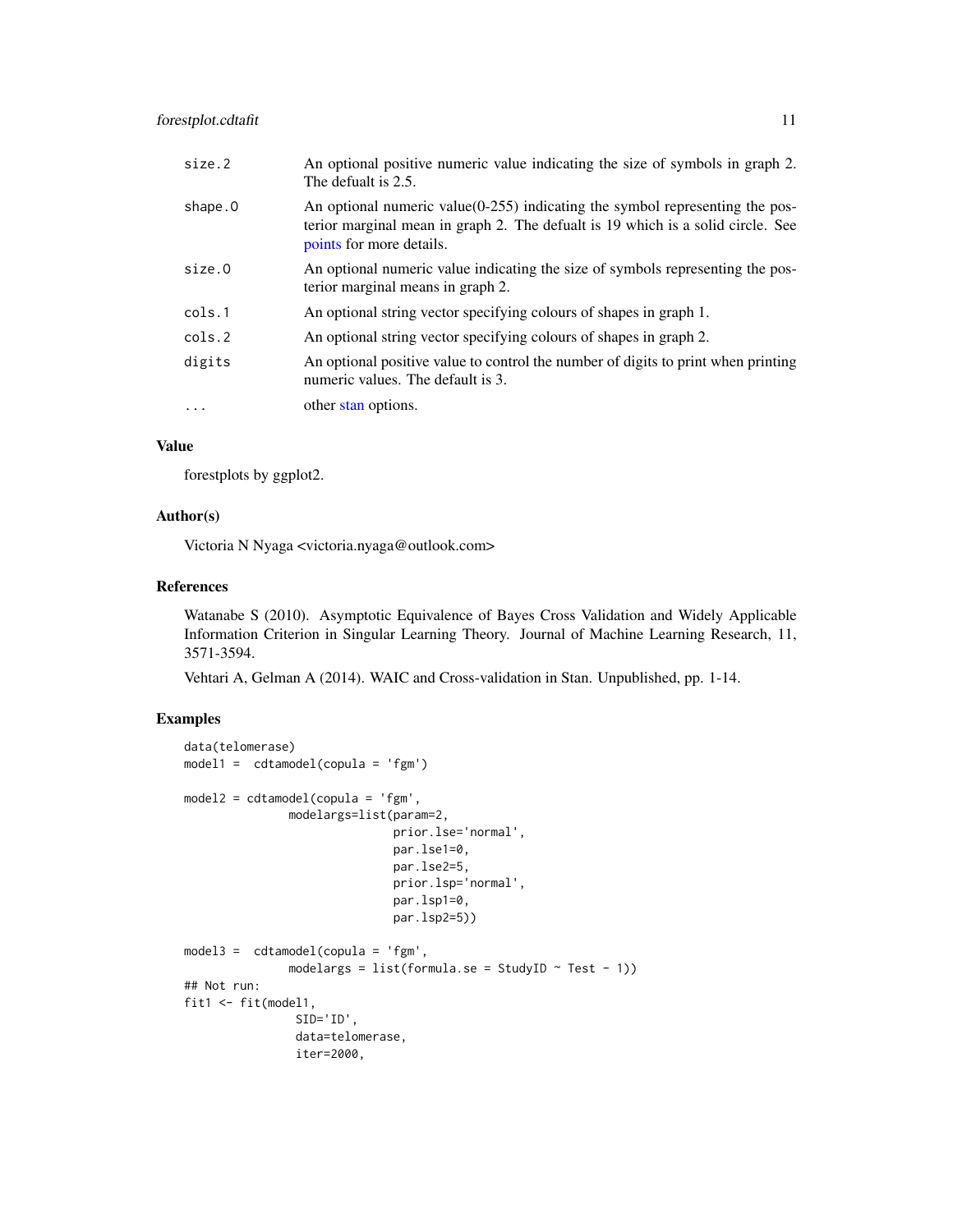| | |
|---|---|
| size.2 | An optional positive numeric value indicating the size of symbols in graph 2. The defualt is 2.5. |
| shape.0 | An optional numeric value(0-255) indicating the symbol representing the posterior marginal mean in graph 2. The defualt is 19 which is a solid circle. See points for more details. |
| size.0 | An optional numeric value indicating the size of symbols representing the posterior marginal means in graph 2. |
| cols.1 | An optional string vector specifying colours of shapes in graph 1. |
| cols.2 | An optional string vector specifying colours of shapes in graph 2. |
| digits | An optional positive value to control the number of digits to print when printing numeric values. The default is 3. |
| ... | other stan options. |

## Value

forestplots by ggplot2.

## Author(s)

Victoria N Nyaga <victoria.nyaga@outlook.com>

## References

Watanabe S (2010). Asymptotic Equivalence of Bayes Cross Validation and Widely Applicable Information Criterion in Singular Learning Theory. Journal of Machine Learning Research, 11, 3571-3594.

Vehtari A, Gelman A (2014). WAIC and Cross-validation in Stan. Unpublished, pp. 1-14.

## Examples

```
data(telomerase)
model1 =  cdtamodel(copula = 'fgm')

model2 = cdtamodel(copula = 'fgm',
               modelargs=list(param=2,
                              prior.lse='normal',
                              par.lse1=0,
                              par.lse2=5,
                              prior.lsp='normal',
                              par.lsp1=0,
                              par.lsp2=5))

model3 =  cdtamodel(copula = 'fgm',
               modelargs = list(formula.se = StudyID ~ Test - 1))
## Not run:
fit1 <- fit(model1,
                SID='ID',
                data=telomerase,
                iter=2000,
```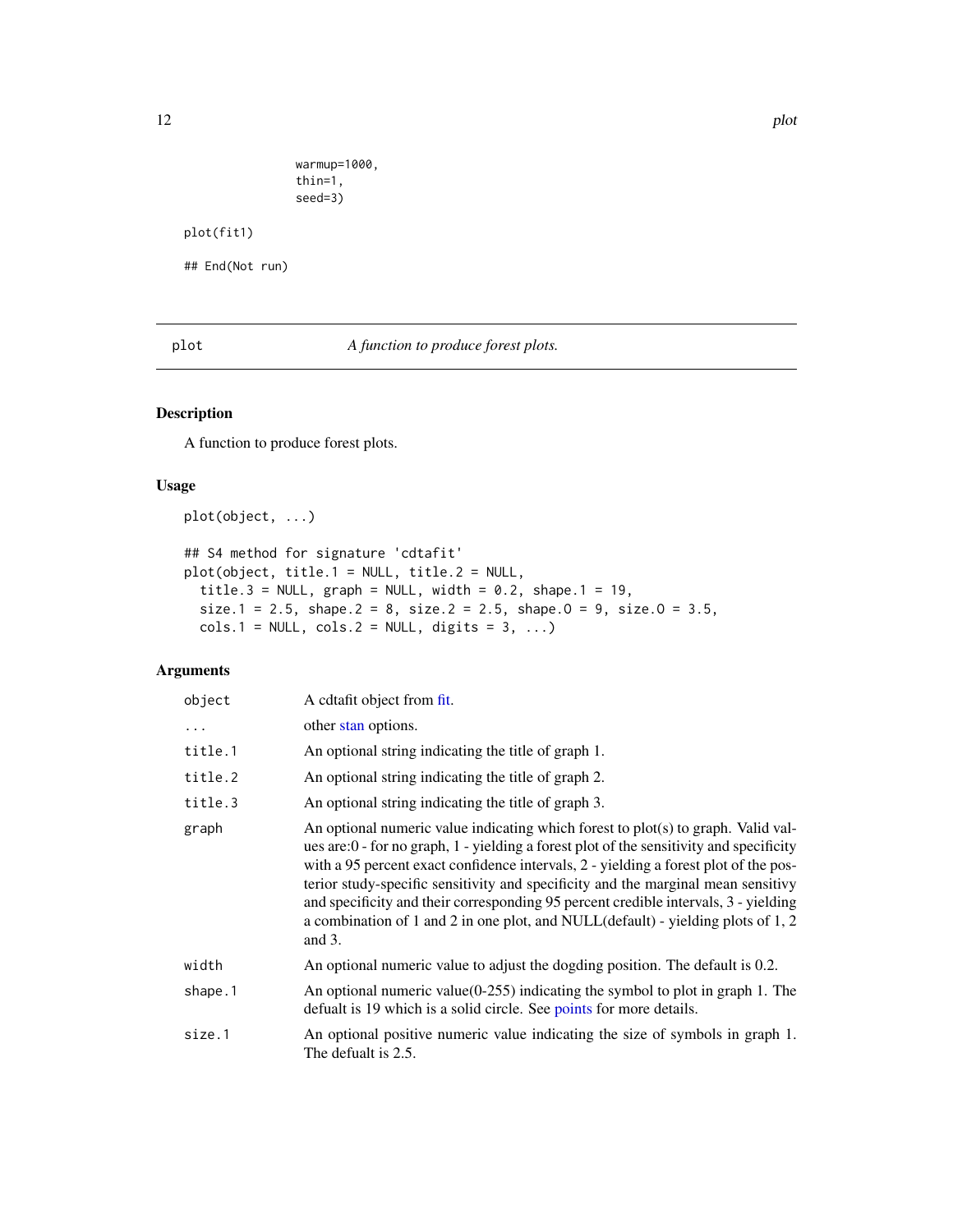```
                warmup=1000,
                thin=1,
                seed=3)

plot(fit1)

## End(Not run)
```

---

## plot — *A function to produce forest plots.*

### Description

A function to produce forest plots.

### Usage

```
plot(object, ...)

## S4 method for signature 'cdtafit'
plot(object, title.1 = NULL, title.2 = NULL,
  title.3 = NULL, graph = NULL, width = 0.2, shape.1 = 19,
  size.1 = 2.5, shape.2 = 8, size.2 = 2.5, shape.O = 9, size.O = 3.5,
  cols.1 = NULL, cols.2 = NULL, digits = 3, ...)
```

### Arguments

| Argument | Description |
|---|---|
| `object` | A cdtafit object from fit. |
| `...` | other stan options. |
| `title.1` | An optional string indicating the title of graph 1. |
| `title.2` | An optional string indicating the title of graph 2. |
| `title.3` | An optional string indicating the title of graph 3. |
| `graph` | An optional numeric value indicating which forest to plot(s) to graph. Valid values are:0 - for no graph, 1 - yielding a forest plot of the sensitivity and specificity with a 95 percent exact confidence intervals, 2 - yielding a forest plot of the posterior study-specific sensitivity and specificity and the marginal mean sensitivy and specificity and their corresponding 95 percent credible intervals, 3 - yielding a combination of 1 and 2 in one plot, and NULL(default) - yielding plots of 1, 2 and 3. |
| `width` | An optional numeric value to adjust the dogding position. The default is 0.2. |
| `shape.1` | An optional numeric value(0-255) indicating the symbol to plot in graph 1. The defualt is 19 which is a solid circle. See points for more details. |
| `size.1` | An optional positive numeric value indicating the size of symbols in graph 1. The defualt is 2.5. |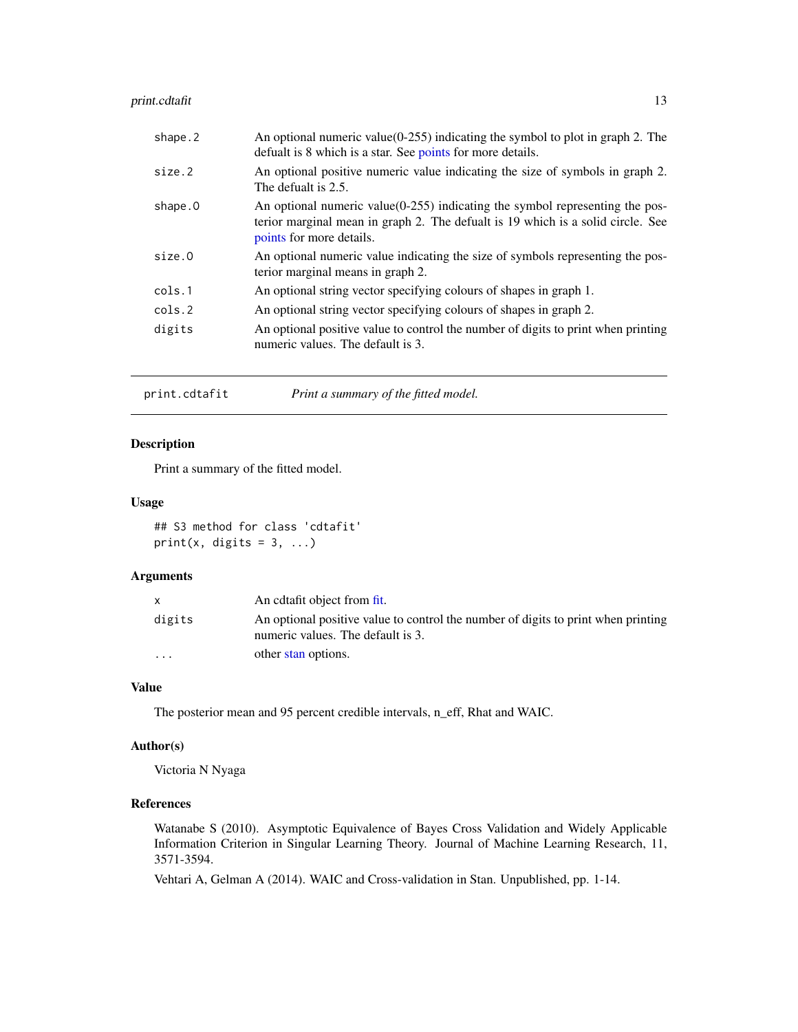| | |
|---|---|
| shape.2 | An optional numeric value(0-255) indicating the symbol to plot in graph 2. The defualt is 8 which is a star. See points for more details. |
| size.2 | An optional positive numeric value indicating the size of symbols in graph 2. The defualt is 2.5. |
| shape.0 | An optional numeric value(0-255) indicating the symbol representing the posterior marginal mean in graph 2. The defualt is 19 which is a solid circle. See points for more details. |
| size.0 | An optional numeric value indicating the size of symbols representing the posterior marginal means in graph 2. |
| cols.1 | An optional string vector specifying colours of shapes in graph 1. |
| cols.2 | An optional string vector specifying colours of shapes in graph 2. |
| digits | An optional positive value to control the number of digits to print when printing numeric values. The default is 3. |

---

## print.cdtafit — *Print a summary of the fitted model.*

### Description

Print a summary of the fitted model.

### Usage

```
## S3 method for class 'cdtafit'
print(x, digits = 3, ...)
```

### Arguments

| | |
|---|---|
| x | An cdtafit object from fit. |
| digits | An optional positive value to control the number of digits to print when printing numeric values. The default is 3. |
| ... | other stan options. |

### Value

The posterior mean and 95 percent credible intervals, n_eff, Rhat and WAIC.

### Author(s)

Victoria N Nyaga

### References

Watanabe S (2010). Asymptotic Equivalence of Bayes Cross Validation and Widely Applicable Information Criterion in Singular Learning Theory. Journal of Machine Learning Research, 11, 3571-3594.

Vehtari A, Gelman A (2014). WAIC and Cross-validation in Stan. Unpublished, pp. 1-14.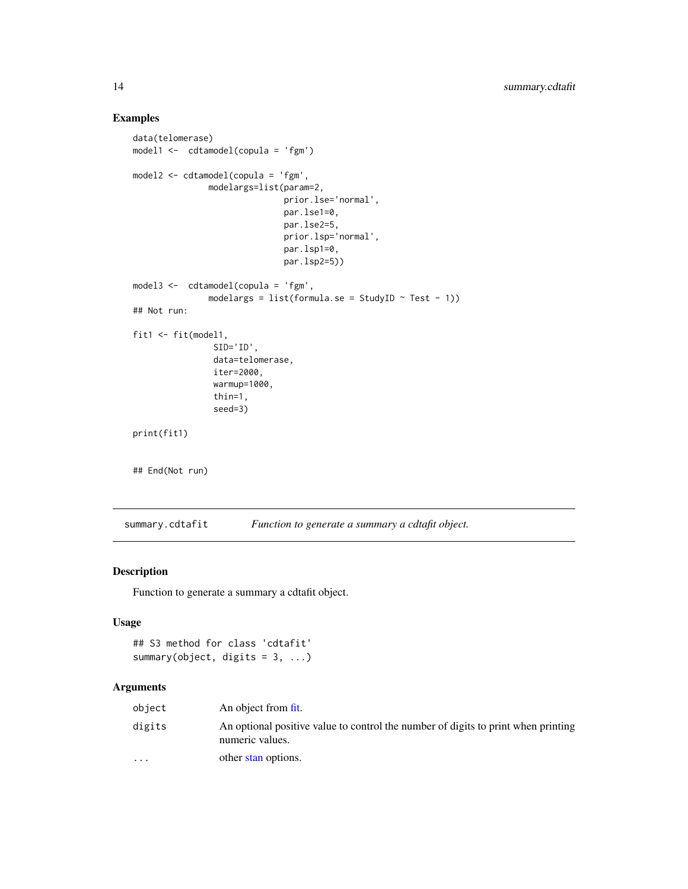## Examples

```
data(telomerase)
model1 <-  cdtamodel(copula = 'fgm')

model2 <- cdtamodel(copula = 'fgm',
               modelargs=list(param=2,
                              prior.lse='normal',
                              par.lse1=0,
                              par.lse2=5,
                              prior.lsp='normal',
                              par.lsp1=0,
                              par.lsp2=5))

model3 <-  cdtamodel(copula = 'fgm',
               modelargs = list(formula.se = StudyID ~ Test - 1))
## Not run:

fit1 <- fit(model1,
                SID='ID',
                data=telomerase,
                iter=2000,
                warmup=1000,
                thin=1,
                seed=3)

print(fit1)


## End(Not run)
```

---

# summary.cdtafit &emsp; *Function to generate a summary a cdtafit object.*

---

## Description

Function to generate a summary a cdtafit object.

## Usage

```
## S3 method for class 'cdtafit'
summary(object, digits = 3, ...)
```

## Arguments

| | |
|---|---|
| object | An object from fit. |
| digits | An optional positive value to control the number of digits to print when printing numeric values. |
| ... | other stan options. |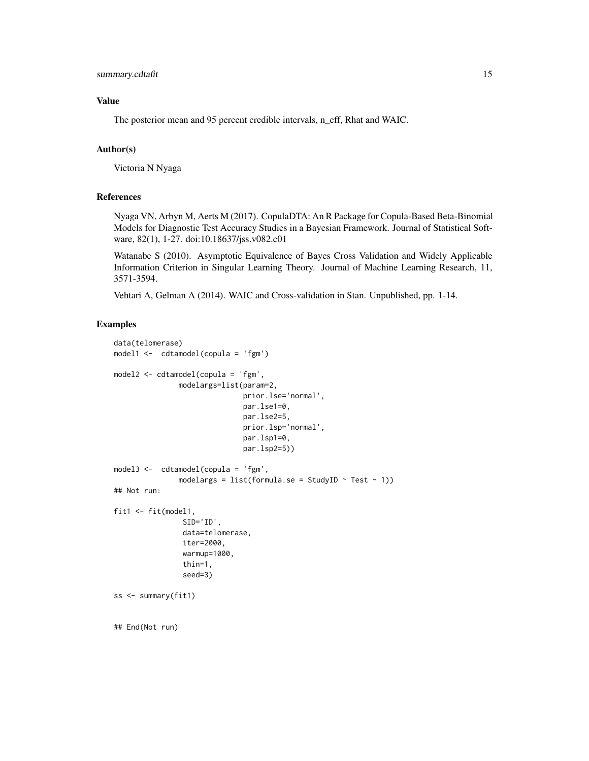## Value

The posterior mean and 95 percent credible intervals, n_eff, Rhat and WAIC.

## Author(s)

Victoria N Nyaga

## References

Nyaga VN, Arbyn M, Aerts M (2017). CopulaDTA: An R Package for Copula-Based Beta-Binomial Models for Diagnostic Test Accuracy Studies in a Bayesian Framework. Journal of Statistical Software, 82(1), 1-27. doi:10.18637/jss.v082.c01

Watanabe S (2010). Asymptotic Equivalence of Bayes Cross Validation and Widely Applicable Information Criterion in Singular Learning Theory. Journal of Machine Learning Research, 11, 3571-3594.

Vehtari A, Gelman A (2014). WAIC and Cross-validation in Stan. Unpublished, pp. 1-14.

## Examples

```
data(telomerase)
model1 <-  cdtamodel(copula = 'fgm')

model2 <- cdtamodel(copula = 'fgm',
               modelargs=list(param=2,
                              prior.lse='normal',
                              par.lse1=0,
                              par.lse2=5,
                              prior.lsp='normal',
                              par.lsp1=0,
                              par.lsp2=5))

model3 <-  cdtamodel(copula = 'fgm',
               modelargs = list(formula.se = StudyID ~ Test - 1))
## Not run:

fit1 <- fit(model1,
                SID='ID',
                data=telomerase,
                iter=2000,
                warmup=1000,
                thin=1,
                seed=3)

ss <- summary(fit1)


## End(Not run)
```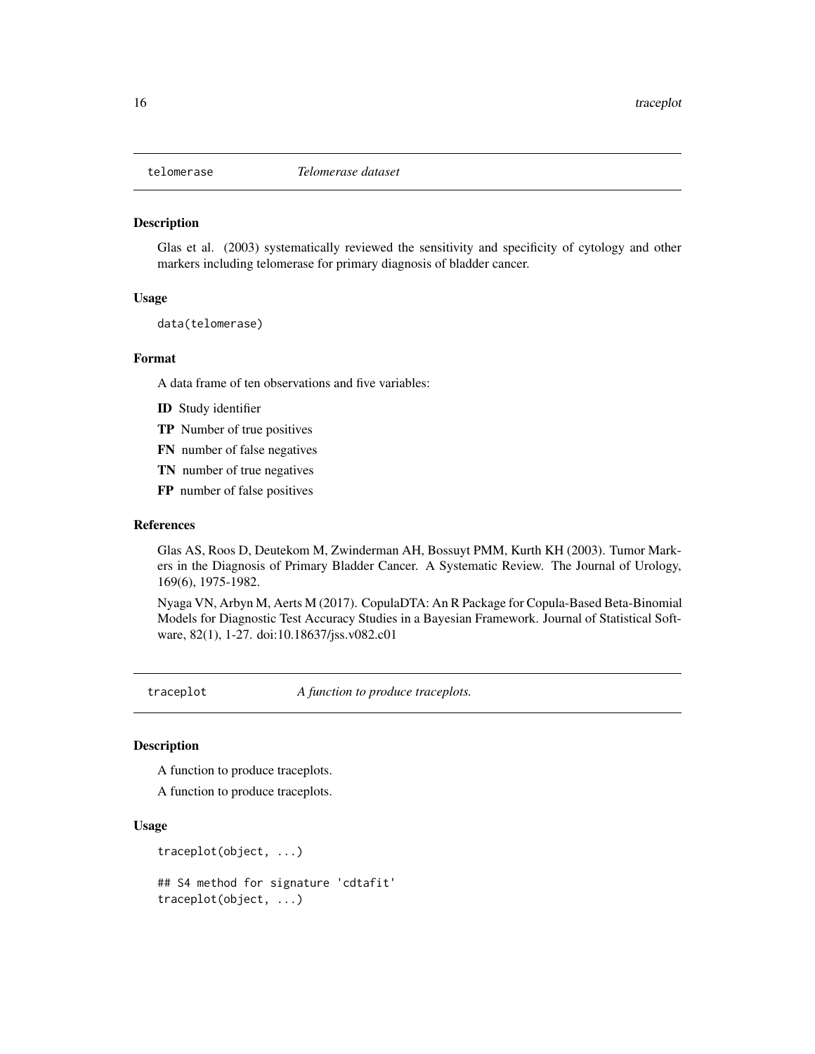## telomerase — *Telomerase dataset*

### Description

Glas et al. (2003) systematically reviewed the sensitivity and specificity of cytology and other markers including telomerase for primary diagnosis of bladder cancer.

### Usage

```
data(telomerase)
```

### Format

A data frame of ten observations and five variables:

**ID** Study identifier

**TP** Number of true positives

**FN** number of false negatives

**TN** number of true negatives

**FP** number of false positives

### References

Glas AS, Roos D, Deutekom M, Zwinderman AH, Bossuyt PMM, Kurth KH (2003). Tumor Markers in the Diagnosis of Primary Bladder Cancer. A Systematic Review. The Journal of Urology, 169(6), 1975-1982.

Nyaga VN, Arbyn M, Aerts M (2017). CopulaDTA: An R Package for Copula-Based Beta-Binomial Models for Diagnostic Test Accuracy Studies in a Bayesian Framework. Journal of Statistical Software, 82(1), 1-27. doi:10.18637/jss.v082.c01

## traceplot — *A function to produce traceplots.*

### Description

A function to produce traceplots.

A function to produce traceplots.

### Usage

```
traceplot(object, ...)

## S4 method for signature 'cdtafit'
traceplot(object, ...)
```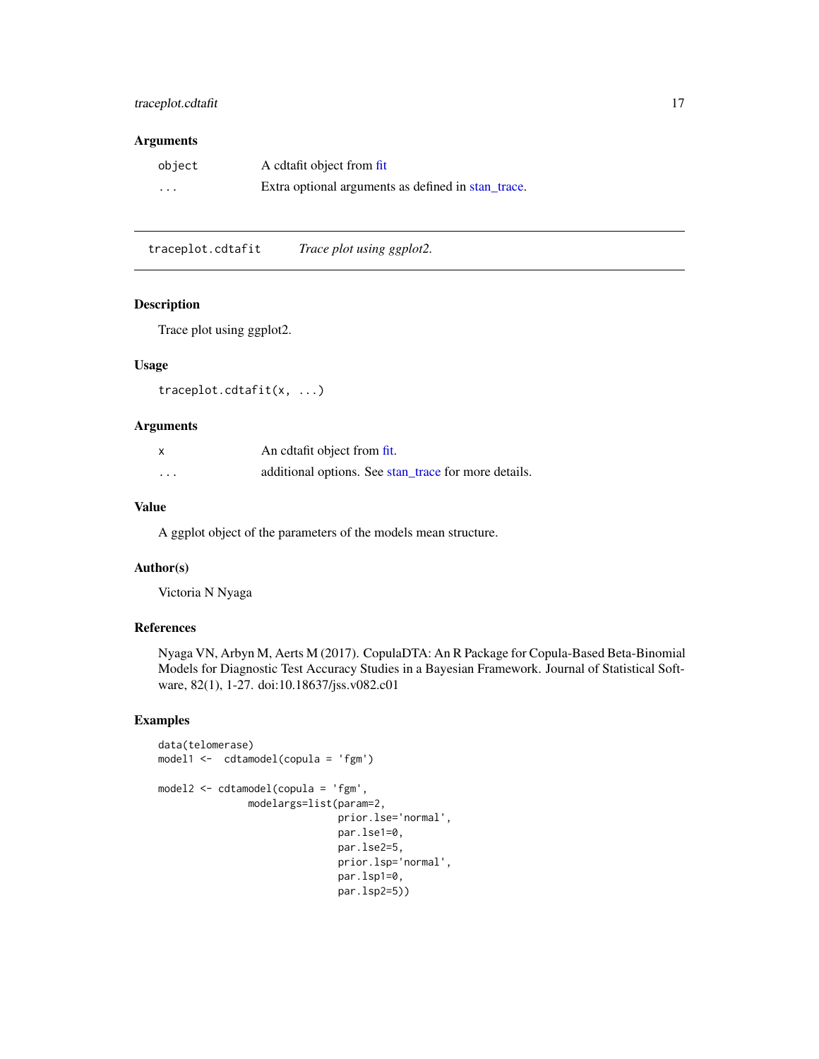### Arguments

| | |
|---|---|
| `object` | A cdtafit object from fit |
| `...` | Extra optional arguments as defined in stan_trace. |

---

## `traceplot.cdtafit` *Trace plot using ggplot2.*

---

### Description

Trace plot using ggplot2.

### Usage

```
traceplot.cdtafit(x, ...)
```

### Arguments

| | |
|---|---|
| `x` | An cdtafit object from fit. |
| `...` | additional options. See stan_trace for more details. |

### Value

A ggplot object of the parameters of the models mean structure.

### Author(s)

Victoria N Nyaga

### References

Nyaga VN, Arbyn M, Aerts M (2017). CopulaDTA: An R Package for Copula-Based Beta-Binomial Models for Diagnostic Test Accuracy Studies in a Bayesian Framework. Journal of Statistical Software, 82(1), 1-27. doi:10.18637/jss.v082.c01

### Examples

```
data(telomerase)
model1 <-  cdtamodel(copula = 'fgm')

model2 <- cdtamodel(copula = 'fgm',
               modelargs=list(param=2,
                              prior.lse='normal',
                              par.lse1=0,
                              par.lse2=5,
                              prior.lsp='normal',
                              par.lsp1=0,
                              par.lsp2=5))
```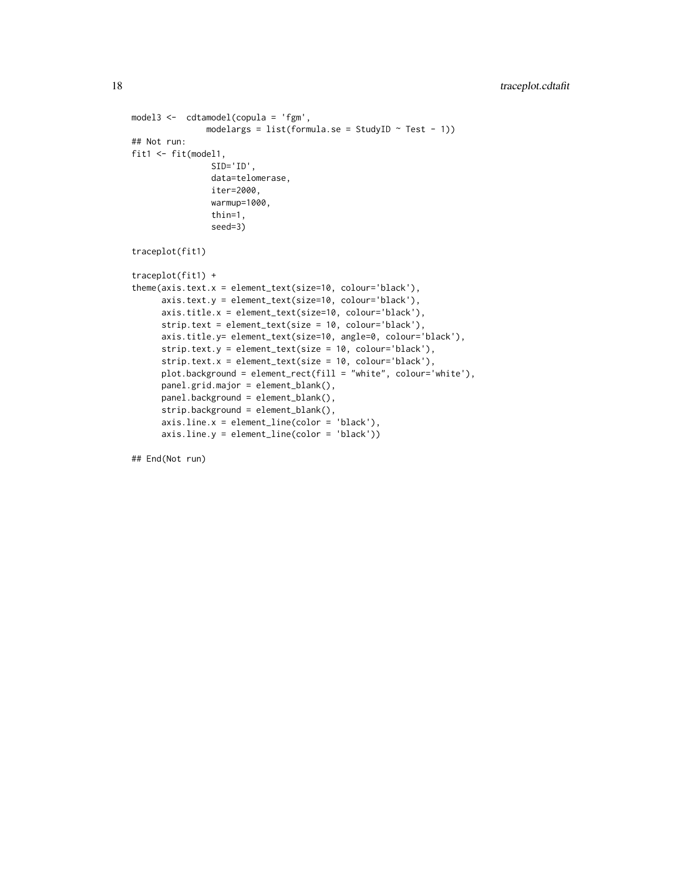```
model3 <-  cdtamodel(copula = 'fgm',
               modelargs = list(formula.se = StudyID ~ Test - 1))
## Not run:
fit1 <- fit(model1,
                SID='ID',
                data=telomerase,
                iter=2000,
                warmup=1000,
                thin=1,
                seed=3)

traceplot(fit1)

traceplot(fit1) +
theme(axis.text.x = element_text(size=10, colour='black'),
      axis.text.y = element_text(size=10, colour='black'),
      axis.title.x = element_text(size=10, colour='black'),
      strip.text = element_text(size = 10, colour='black'),
      axis.title.y= element_text(size=10, angle=0, colour='black'),
      strip.text.y = element_text(size = 10, colour='black'),
      strip.text.x = element_text(size = 10, colour='black'),
      plot.background = element_rect(fill = "white", colour='white'),
      panel.grid.major = element_blank(),
      panel.background = element_blank(),
      strip.background = element_blank(),
      axis.line.x = element_line(color = 'black'),
      axis.line.y = element_line(color = 'black'))

## End(Not run)
```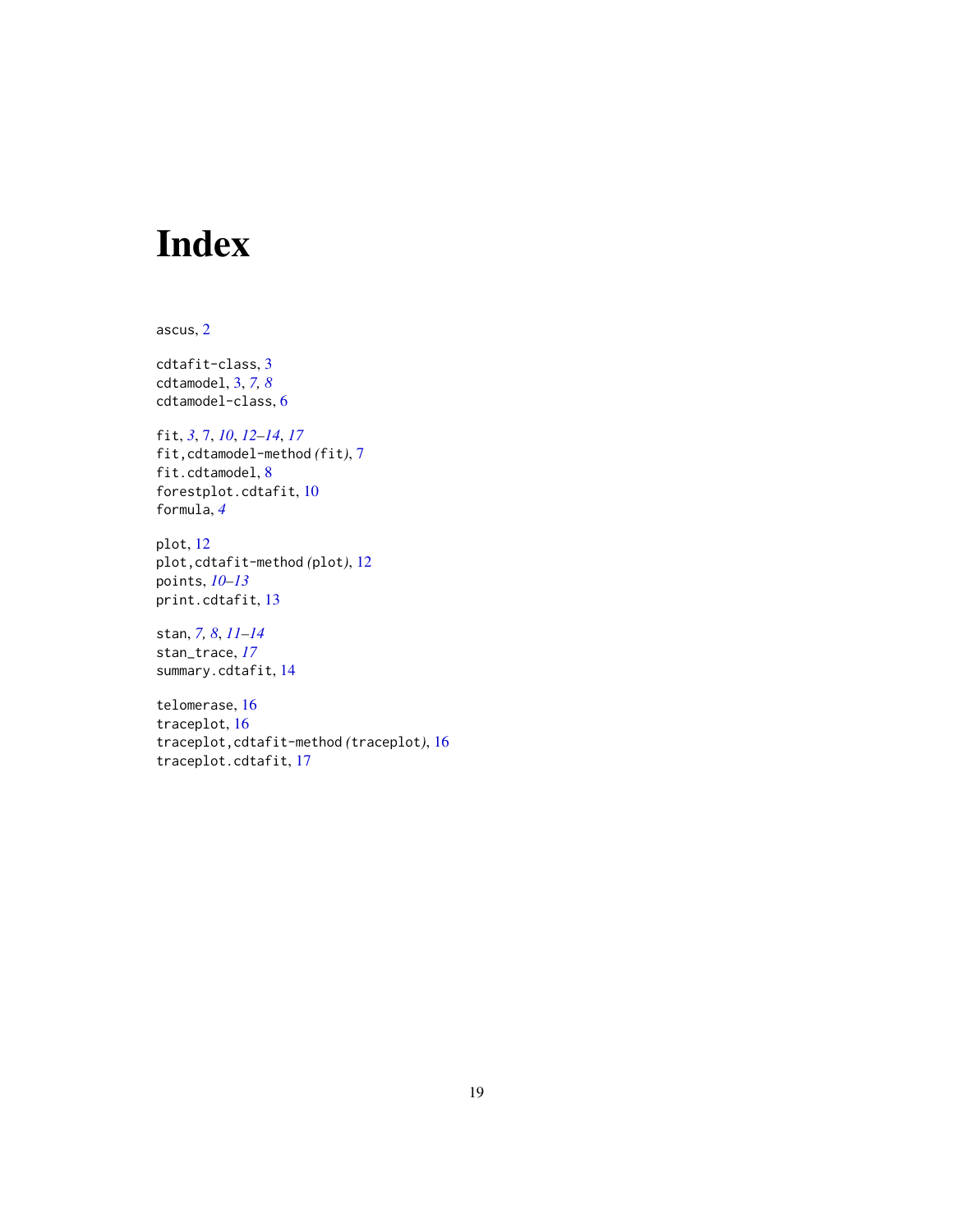# Index

ascus, 2

cdtafit-class, 3
cdtamodel, 3, *7, 8*
cdtamodel-class, 6

fit, *3*, 7, *10*, *12–14*, *17*
fit,cdtamodel-method *(*fit*)*, 7
fit.cdtamodel, 8
forestplot.cdtafit, 10
formula, *4*

plot, 12
plot,cdtafit-method *(*plot*)*, 12
points, *10–13*
print.cdtafit, 13

stan, *7, 8*, *11–14*
stan_trace, *17*
summary.cdtafit, 14

telomerase, 16
traceplot, 16
traceplot,cdtafit-method *(*traceplot*)*, 16
traceplot.cdtafit, 17